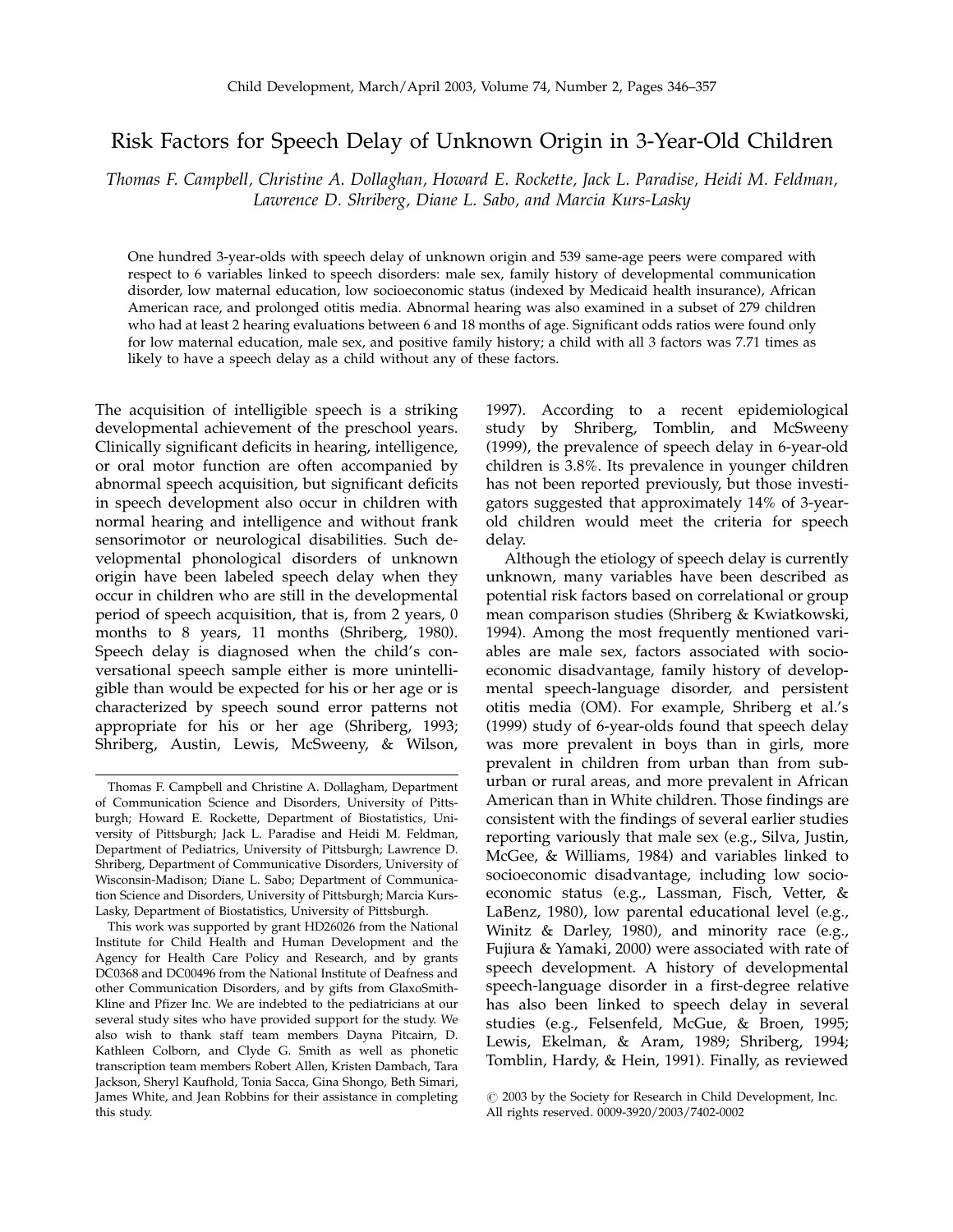# Risk Factors for Speech Delay of Unknown Origin in 3-Year-Old Children

*Thomas F. Campbell, Christine A. Dollaghan, Howard E. Rockette, Jack L. Paradise, Heidi M. Feldman, Lawrence D. Shriberg, Diane L. Sabo, and Marcia Kurs-Lasky*

One hundred 3-year-olds with speech delay of unknown origin and 539 same-age peers were compared with respect to 6 variables linked to speech disorders: male sex, family history of developmental communication disorder, low maternal education, low socioeconomic status (indexed by Medicaid health insurance), African American race, and prolonged otitis media. Abnormal hearing was also examined in a subset of 279 children who had at least 2 hearing evaluations between 6 and 18 months of age. Significant odds ratios were found only for low maternal education, male sex, and positive family history; a child with all 3 factors was 7.71 times as likely to have a speech delay as a child without any of these factors.

The acquisition of intelligible speech is a striking developmental achievement of the preschool years. Clinically significant deficits in hearing, intelligence, or oral motor function are often accompanied by abnormal speech acquisition, but significant deficits in speech development also occur in children with normal hearing and intelligence and without frank sensorimotor or neurological disabilities. Such developmental phonological disorders of unknown origin have been labeled speech delay when they occur in children who are still in the developmental period of speech acquisition, that is, from 2 years, 0 months to 8 years, 11 months (Shriberg, 1980). Speech delay is diagnosed when the child's conversational speech sample either is more unintelligible than would be expected for his or her age or is characterized by speech sound error patterns not appropriate for his or her age (Shriberg, 1993; Shriberg, Austin, Lewis, McSweeny, & Wilson, 1997). According to a recent epidemiological study by Shriberg, Tomblin, and McSweeny (1999), the prevalence of speech delay in 6-year-old children is 3.8%. Its prevalence in younger children has not been reported previously, but those investigators suggested that approximately 14% of 3-year-old children would meet the criteria for speech delay.

Although the etiology of speech delay is currently unknown, many variables have been described as potential risk factors based on correlational or group mean comparison studies (Shriberg & Kwiatkowski, 1994). Among the most frequently mentioned variables are male sex, factors associated with socioeconomic disadvantage, family history of developmental speech-language disorder, and persistent otitis media (OM). For example, Shriberg et al.'s (1999) study of 6-year-olds found that speech delay was more prevalent in boys than in girls, more prevalent in children from urban than from suburban or rural areas, and more prevalent in African American than in White children. Those findings are consistent with the findings of several earlier studies reporting variously that male sex (e.g., Silva, Justin, McGee, & Williams, 1984) and variables linked to socioeconomic disadvantage, including low socioeconomic status (e.g., Lassman, Fisch, Vetter, & LaBenz, 1980), low parental educational level (e.g., Winitz & Darley, 1980), and minority race (e.g., Fujiura & Yamaki, 2000) were associated with rate of speech development. A history of developmental speech-language disorder in a first-degree relative has also been linked to speech delay in several studies (e.g., Felsenfeld, McGue, & Broen, 1995; Lewis, Ekelman, & Aram, 1989; Shriberg, 1994; Tomblin, Hardy, & Hein, 1991). Finally, as reviewed

---

Thomas F. Campbell and Christine A. Dollagham, Department of Communication Science and Disorders, University of Pittsburgh; Howard E. Rockette, Department of Biostatistics, University of Pittsburgh; Jack L. Paradise and Heidi M. Feldman, Department of Pediatrics, University of Pittsburgh; Lawrence D. Shriberg, Department of Communicative Disorders, University of Wisconsin-Madison; Diane L. Sabo; Department of Communication Science and Disorders, University of Pittsburgh; Marcia Kurs-Lasky, Department of Biostatistics, University of Pittsburgh.

This work was supported by grant HD26026 from the National Institute for Child Health and Human Development and the Agency for Health Care Policy and Research, and by grants DC0368 and DC00496 from the National Institute of Deafness and other Communication Disorders, and by gifts from GlaxoSmith-Kline and Pfizer Inc. We are indebted to the pediatricians at our several study sites who have provided support for the study. We also wish to thank staff team members Dayna Pitcairn, D. Kathleen Colborn, and Clyde G. Smith as well as phonetic transcription team members Robert Allen, Kristen Dambach, Tara Jackson, Sheryl Kaufhold, Tonia Sacca, Gina Shongo, Beth Simari, James White, and Jean Robbins for their assistance in completing this study.

© 2003 by the Society for Research in Child Development, Inc. All rights reserved. 0009-3920/2003/7402-0002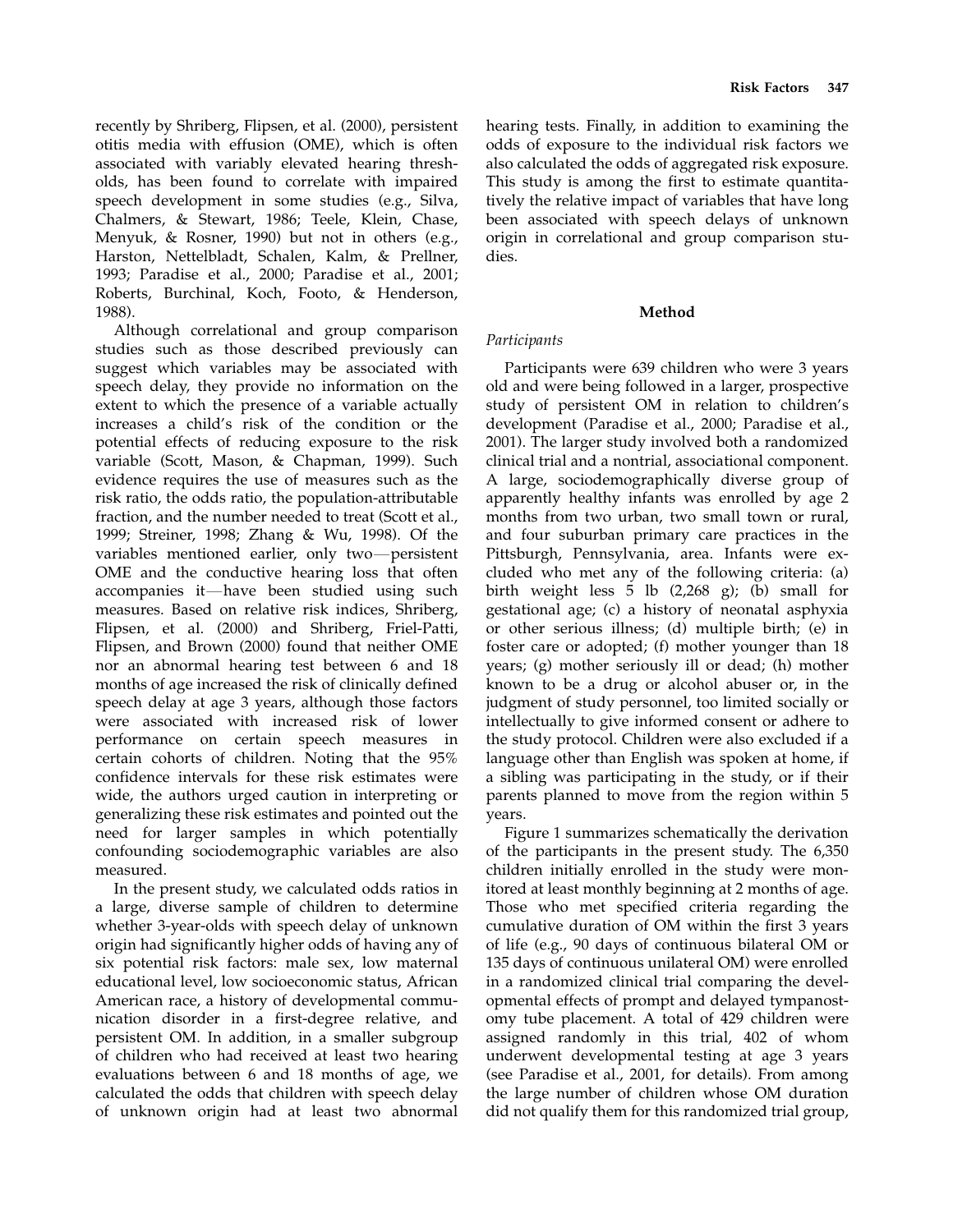recently by Shriberg, Flipsen, et al. (2000), persistent otitis media with effusion (OME), which is often associated with variably elevated hearing thresholds, has been found to correlate with impaired speech development in some studies (e.g., Silva, Chalmers, & Stewart, 1986; Teele, Klein, Chase, Menyuk, & Rosner, 1990) but not in others (e.g., Harston, Nettelbladt, Schalen, Kalm, & Prellner, 1993; Paradise et al., 2000; Paradise et al., 2001; Roberts, Burchinal, Koch, Footo, & Henderson, 1988).

Although correlational and group comparison studies such as those described previously can suggest which variables may be associated with speech delay, they provide no information on the extent to which the presence of a variable actually increases a child's risk of the condition or the potential effects of reducing exposure to the risk variable (Scott, Mason, & Chapman, 1999). Such evidence requires the use of measures such as the risk ratio, the odds ratio, the population-attributable fraction, and the number needed to treat (Scott et al., 1999; Streiner, 1998; Zhang & Wu, 1998). Of the variables mentioned earlier, only two—persistent OME and the conductive hearing loss that often accompanies it—have been studied using such measures. Based on relative risk indices, Shriberg, Flipsen, et al. (2000) and Shriberg, Friel-Patti, Flipsen, and Brown (2000) found that neither OME nor an abnormal hearing test between 6 and 18 months of age increased the risk of clinically defined speech delay at age 3 years, although those factors were associated with increased risk of lower performance on certain speech measures in certain cohorts of children. Noting that the 95% confidence intervals for these risk estimates were wide, the authors urged caution in interpreting or generalizing these risk estimates and pointed out the need for larger samples in which potentially confounding sociodemographic variables are also measured.

In the present study, we calculated odds ratios in a large, diverse sample of children to determine whether 3-year-olds with speech delay of unknown origin had significantly higher odds of having any of six potential risk factors: male sex, low maternal educational level, low socioeconomic status, African American race, a history of developmental communication disorder in a first-degree relative, and persistent OM. In addition, in a smaller subgroup of children who had received at least two hearing evaluations between 6 and 18 months of age, we calculated the odds that children with speech delay of unknown origin had at least two abnormal hearing tests. Finally, in addition to examining the odds of exposure to the individual risk factors we also calculated the odds of aggregated risk exposure. This study is among the first to estimate quantitatively the relative impact of variables that have long been associated with speech delays of unknown origin in correlational and group comparison studies.

## Method

### *Participants*

Participants were 639 children who were 3 years old and were being followed in a larger, prospective study of persistent OM in relation to children's development (Paradise et al., 2000; Paradise et al., 2001). The larger study involved both a randomized clinical trial and a nontrial, associational component. A large, sociodemographically diverse group of apparently healthy infants was enrolled by age 2 months from two urban, two small town or rural, and four suburban primary care practices in the Pittsburgh, Pennsylvania, area. Infants were excluded who met any of the following criteria: (a) birth weight less 5 lb (2,268 g); (b) small for gestational age; (c) a history of neonatal asphyxia or other serious illness; (d) multiple birth; (e) in foster care or adopted; (f) mother younger than 18 years; (g) mother seriously ill or dead; (h) mother known to be a drug or alcohol abuser or, in the judgment of study personnel, too limited socially or intellectually to give informed consent or adhere to the study protocol. Children were also excluded if a language other than English was spoken at home, if a sibling was participating in the study, or if their parents planned to move from the region within 5 years.

Figure 1 summarizes schematically the derivation of the participants in the present study. The 6,350 children initially enrolled in the study were monitored at least monthly beginning at 2 months of age. Those who met specified criteria regarding the cumulative duration of OM within the first 3 years of life (e.g., 90 days of continuous bilateral OM or 135 days of continuous unilateral OM) were enrolled in a randomized clinical trial comparing the developmental effects of prompt and delayed tympanostomy tube placement. A total of 429 children were assigned randomly in this trial, 402 of whom underwent developmental testing at age 3 years (see Paradise et al., 2001, for details). From among the large number of children whose OM duration did not qualify them for this randomized trial group,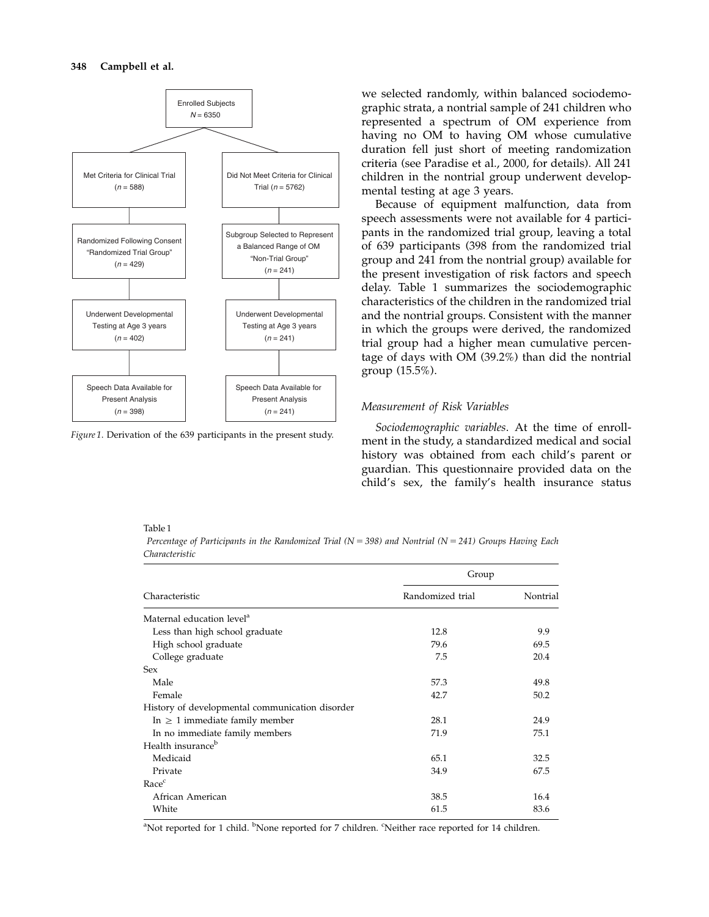Enrolled Subjects
$N = 6350$

| Met Criteria for Clinical Trial ($n = 588$) | Did Not Meet Criteria for Clinical Trial ($n = 5762$) |
|---|---|
| Randomized Following Consent "Randomized Trial Group" ($n = 429$) | Subgroup Selected to Represent a Balanced Range of OM "Non-Trial Group" ($n = 241$) |
| Underwent Developmental Testing at Age 3 years ($n = 402$) | Underwent Developmental Testing at Age 3 years ($n = 241$) |
| Speech Data Available for Present Analysis ($n = 398$) | Speech Data Available for Present Analysis ($n = 241$) |

*Figure 1*. Derivation of the 639 participants in the present study.

we selected randomly, within balanced sociodemographic strata, a nontrial sample of 241 children who represented a spectrum of OM experience from having no OM to having OM whose cumulative duration fell just short of meeting randomization criteria (see Paradise et al., 2000, for details). All 241 children in the nontrial group underwent developmental testing at age 3 years.

Because of equipment malfunction, data from speech assessments were not available for 4 participants in the randomized trial group, leaving a total of 639 participants (398 from the randomized trial group and 241 from the nontrial group) available for the present investigation of risk factors and speech delay. Table 1 summarizes the sociodemographic characteristics of the children in the randomized trial and the nontrial groups. Consistent with the manner in which the groups were derived, the randomized trial group had a higher mean cumulative percentage of days with OM (39.2%) than did the nontrial group (15.5%).

### *Measurement of Risk Variables*

*Sociodemographic variables*. At the time of enrollment in the study, a standardized medical and social history was obtained from each child's parent or guardian. This questionnaire provided data on the child's sex, the family's health insurance status

Table 1
*Percentage of Participants in the Randomized Trial (N = 398) and Nontrial (N = 241) Groups Having Each Characteristic*

| Characteristic | Group | |
|---|---|---|
| | Randomized trial | Nontrial |
| Maternal education level[a] | | |
| Less than high school graduate | 12.8 | 9.9 |
| High school graduate | 79.6 | 69.5 |
| College graduate | 7.5 | 20.4 |
| Sex | | |
| Male | 57.3 | 49.8 |
| Female | 42.7 | 50.2 |
| History of developmental communication disorder | | |
| In ≥ 1 immediate family member | 28.1 | 24.9 |
| In no immediate family members | 71.9 | 75.1 |
| Health insurance[b] | | |
| Medicaid | 65.1 | 32.5 |
| Private | 34.9 | 67.5 |
| Race[c] | | |
| African American | 38.5 | 16.4 |
| White | 61.5 | 83.6 |

[a]Not reported for 1 child. [b]None reported for 7 children. [c]Neither race reported for 14 children.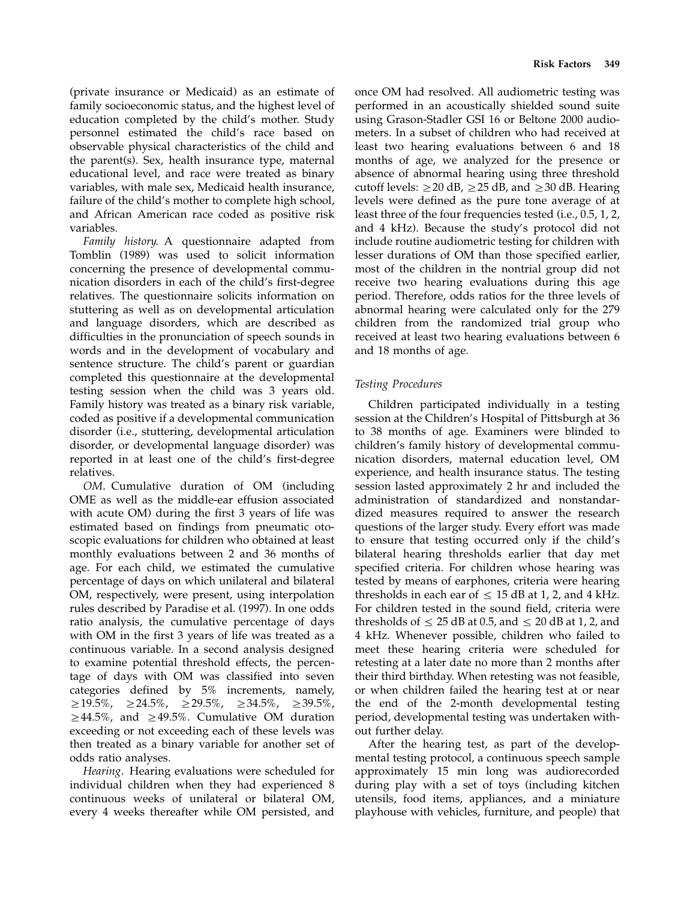(private insurance or Medicaid) as an estimate of family socioeconomic status, and the highest level of education completed by the child's mother. Study personnel estimated the child's race based on observable physical characteristics of the child and the parent(s). Sex, health insurance type, maternal educational level, and race were treated as binary variables, with male sex, Medicaid health insurance, failure of the child's mother to complete high school, and African American race coded as positive risk variables.

*Family history.* A questionnaire adapted from Tomblin (1989) was used to solicit information concerning the presence of developmental communication disorders in each of the child's first-degree relatives. The questionnaire solicits information on stuttering as well as on developmental articulation and language disorders, which are described as difficulties in the pronunciation of speech sounds in words and in the development of vocabulary and sentence structure. The child's parent or guardian completed this questionnaire at the developmental testing session when the child was 3 years old. Family history was treated as a binary risk variable, coded as positive if a developmental communication disorder (i.e., stuttering, developmental articulation disorder, or developmental language disorder) was reported in at least one of the child's first-degree relatives.

*OM.* Cumulative duration of OM (including OME as well as the middle-ear effusion associated with acute OM) during the first 3 years of life was estimated based on findings from pneumatic otoscopic evaluations for children who obtained at least monthly evaluations between 2 and 36 months of age. For each child, we estimated the cumulative percentage of days on which unilateral and bilateral OM, respectively, were present, using interpolation rules described by Paradise et al. (1997). In one odds ratio analysis, the cumulative percentage of days with OM in the first 3 years of life was treated as a continuous variable. In a second analysis designed to examine potential threshold effects, the percentage of days with OM was classified into seven categories defined by 5% increments, namely, $\geq$19.5%, $\geq$24.5%, $\geq$29.5%, $\geq$34.5%, $\geq$39.5%, $\geq$44.5%, and $\geq$49.5%. Cumulative OM duration exceeding or not exceeding each of these levels was then treated as a binary variable for another set of odds ratio analyses.

*Hearing.* Hearing evaluations were scheduled for individual children when they had experienced 8 continuous weeks of unilateral or bilateral OM, every 4 weeks thereafter while OM persisted, and once OM had resolved. All audiometric testing was performed in an acoustically shielded sound suite using Grason-Stadler GSI 16 or Beltone 2000 audiometers. In a subset of children who had received at least two hearing evaluations between 6 and 18 months of age, we analyzed for the presence or absence of abnormal hearing using three threshold cutoff levels: $\geq$20 dB, $\geq$25 dB, and $\geq$30 dB. Hearing levels were defined as the pure tone average of at least three of the four frequencies tested (i.e., 0.5, 1, 2, and 4 kHz). Because the study's protocol did not include routine audiometric testing for children with lesser durations of OM than those specified earlier, most of the children in the nontrial group did not receive two hearing evaluations during this age period. Therefore, odds ratios for the three levels of abnormal hearing were calculated only for the 279 children from the randomized trial group who received at least two hearing evaluations between 6 and 18 months of age.

### *Testing Procedures*

Children participated individually in a testing session at the Children's Hospital of Pittsburgh at 36 to 38 months of age. Examiners were blinded to children's family history of developmental communication disorders, maternal education level, OM experience, and health insurance status. The testing session lasted approximately 2 hr and included the administration of standardized and nonstandardized measures required to answer the research questions of the larger study. Every effort was made to ensure that testing occurred only if the child's bilateral hearing thresholds earlier that day met specified criteria. For children whose hearing was tested by means of earphones, criteria were hearing thresholds in each ear of $\leq$ 15 dB at 1, 2, and 4 kHz. For children tested in the sound field, criteria were thresholds of $\leq$ 25 dB at 0.5, and $\leq$ 20 dB at 1, 2, and 4 kHz. Whenever possible, children who failed to meet these hearing criteria were scheduled for retesting at a later date no more than 2 months after their third birthday. When retesting was not feasible, or when children failed the hearing test at or near the end of the 2-month developmental testing period, developmental testing was undertaken without further delay.

After the hearing test, as part of the developmental testing protocol, a continuous speech sample approximately 15 min long was audiorecorded during play with a set of toys (including kitchen utensils, food items, appliances, and a miniature playhouse with vehicles, furniture, and people) that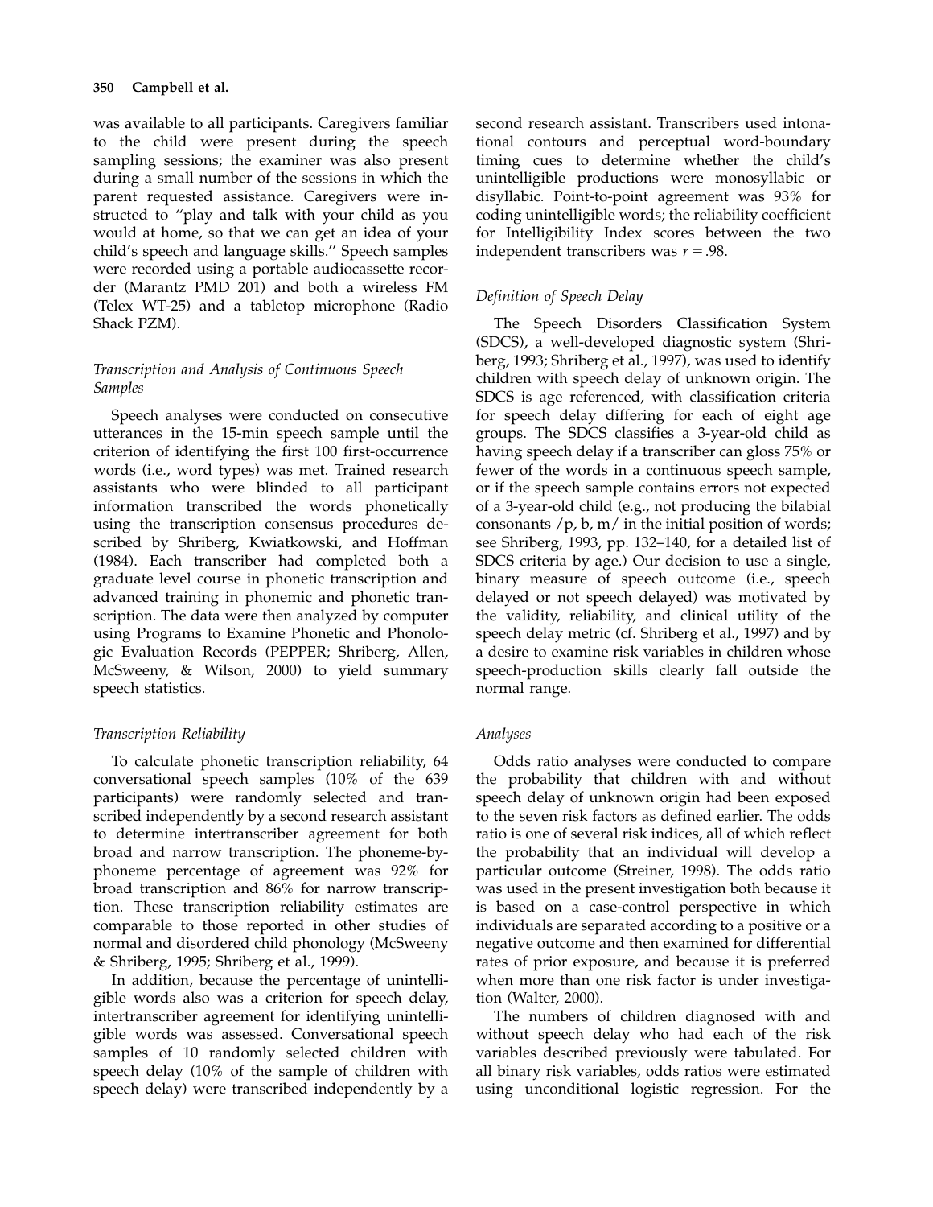was available to all participants. Caregivers familiar to the child were present during the speech sampling sessions; the examiner was also present during a small number of the sessions in which the parent requested assistance. Caregivers were instructed to "play and talk with your child as you would at home, so that we can get an idea of your child's speech and language skills." Speech samples were recorded using a portable audiocassette recorder (Marantz PMD 201) and both a wireless FM (Telex WT-25) and a tabletop microphone (Radio Shack PZM).

### *Transcription and Analysis of Continuous Speech Samples*

Speech analyses were conducted on consecutive utterances in the 15-min speech sample until the criterion of identifying the first 100 first-occurrence words (i.e., word types) was met. Trained research assistants who were blinded to all participant information transcribed the words phonetically using the transcription consensus procedures described by Shriberg, Kwiatkowski, and Hoffman (1984). Each transcriber had completed both a graduate level course in phonetic transcription and advanced training in phonemic and phonetic transcription. The data were then analyzed by computer using Programs to Examine Phonetic and Phonologic Evaluation Records (PEPPER; Shriberg, Allen, McSweeny, & Wilson, 2000) to yield summary speech statistics.

### *Transcription Reliability*

To calculate phonetic transcription reliability, 64 conversational speech samples (10% of the 639 participants) were randomly selected and transcribed independently by a second research assistant to determine intertranscriber agreement for both broad and narrow transcription. The phoneme-by-phoneme percentage of agreement was 92% for broad transcription and 86% for narrow transcription. These transcription reliability estimates are comparable to those reported in other studies of normal and disordered child phonology (McSweeny & Shriberg, 1995; Shriberg et al., 1999).

In addition, because the percentage of unintelligible words also was a criterion for speech delay, intertranscriber agreement for identifying unintelligible words was assessed. Conversational speech samples of 10 randomly selected children with speech delay (10% of the sample of children with speech delay) were transcribed independently by a second research assistant. Transcribers used intonational contours and perceptual word-boundary timing cues to determine whether the child's unintelligible productions were monosyllabic or disyllabic. Point-to-point agreement was 93% for coding unintelligible words; the reliability coefficient for Intelligibility Index scores between the two independent transcribers was $r = .98$.

### *Definition of Speech Delay*

The Speech Disorders Classification System (SDCS), a well-developed diagnostic system (Shriberg, 1993; Shriberg et al., 1997), was used to identify children with speech delay of unknown origin. The SDCS is age referenced, with classification criteria for speech delay differing for each of eight age groups. The SDCS classifies a 3-year-old child as having speech delay if a transcriber can gloss 75% or fewer of the words in a continuous speech sample, or if the speech sample contains errors not expected of a 3-year-old child (e.g., not producing the bilabial consonants /p, b, m/ in the initial position of words; see Shriberg, 1993, pp. 132–140, for a detailed list of SDCS criteria by age.) Our decision to use a single, binary measure of speech outcome (i.e., speech delayed or not speech delayed) was motivated by the validity, reliability, and clinical utility of the speech delay metric (cf. Shriberg et al., 1997) and by a desire to examine risk variables in children whose speech-production skills clearly fall outside the normal range.

### *Analyses*

Odds ratio analyses were conducted to compare the probability that children with and without speech delay of unknown origin had been exposed to the seven risk factors as defined earlier. The odds ratio is one of several risk indices, all of which reflect the probability that an individual will develop a particular outcome (Streiner, 1998). The odds ratio was used in the present investigation both because it is based on a case-control perspective in which individuals are separated according to a positive or a negative outcome and then examined for differential rates of prior exposure, and because it is preferred when more than one risk factor is under investigation (Walter, 2000).

The numbers of children diagnosed with and without speech delay who had each of the risk variables described previously were tabulated. For all binary risk variables, odds ratios were estimated using unconditional logistic regression. For the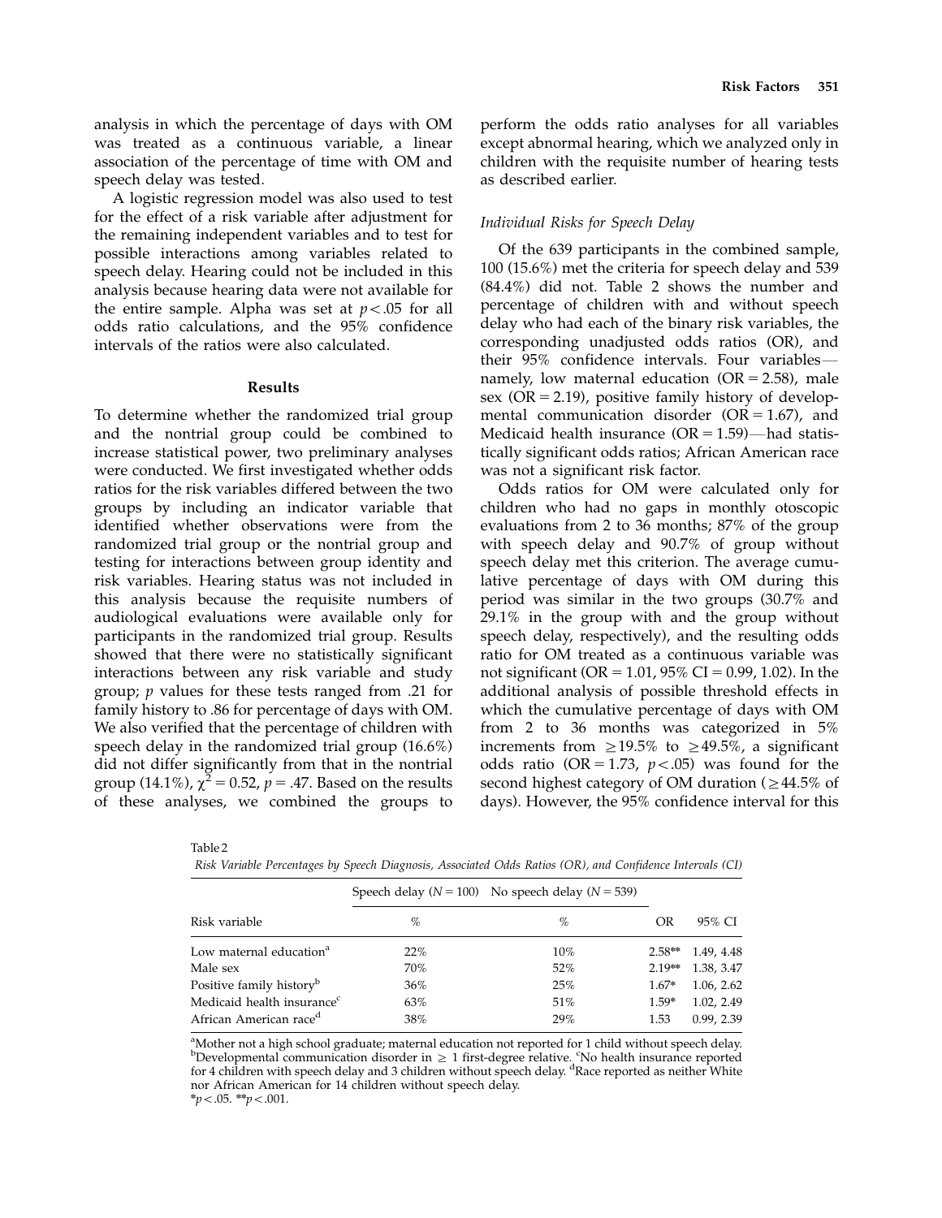analysis in which the percentage of days with OM was treated as a continuous variable, a linear association of the percentage of time with OM and speech delay was tested.

A logistic regression model was also used to test for the effect of a risk variable after adjustment for the remaining independent variables and to test for possible interactions among variables related to speech delay. Hearing could not be included in this analysis because hearing data were not available for the entire sample. Alpha was set at $p < .05$ for all odds ratio calculations, and the 95% confidence intervals of the ratios were also calculated.

## Results

To determine whether the randomized trial group and the nontrial group could be combined to increase statistical power, two preliminary analyses were conducted. We first investigated whether odds ratios for the risk variables differed between the two groups by including an indicator variable that identified whether observations were from the randomized trial group or the nontrial group and testing for interactions between group identity and risk variables. Hearing status was not included in this analysis because the requisite numbers of audiological evaluations were available only for participants in the randomized trial group. Results showed that there were no statistically significant interactions between any risk variable and study group; $p$ values for these tests ranged from .21 for family history to .86 for percentage of days with OM. We also verified that the percentage of children with speech delay in the randomized trial group (16.6%) did not differ significantly from that in the nontrial group (14.1%), $\chi^2 = 0.52$, $p = .47$. Based on the results of these analyses, we combined the groups to perform the odds ratio analyses for all variables except abnormal hearing, which we analyzed only in children with the requisite number of hearing tests as described earlier.

### *Individual Risks for Speech Delay*

Of the 639 participants in the combined sample, 100 (15.6%) met the criteria for speech delay and 539 (84.4%) did not. Table 2 shows the number and percentage of children with and without speech delay who had each of the binary risk variables, the corresponding unadjusted odds ratios (OR), and their 95% confidence intervals. Four variables—namely, low maternal education (OR = 2.58), male sex (OR = 2.19), positive family history of developmental communication disorder (OR = 1.67), and Medicaid health insurance (OR = 1.59)—had statistically significant odds ratios; African American race was not a significant risk factor.

Odds ratios for OM were calculated only for children who had no gaps in monthly otoscopic evaluations from 2 to 36 months; 87% of the group with speech delay and 90.7% of group without speech delay met this criterion. The average cumulative percentage of days with OM during this period was similar in the two groups (30.7% and 29.1% in the group with and the group without speech delay, respectively), and the resulting odds ratio for OM treated as a continuous variable was not significant (OR = 1.01, 95% CI = 0.99, 1.02). In the additional analysis of possible threshold effects in which the cumulative percentage of days with OM from 2 to 36 months was categorized in 5% increments from $\geq$19.5% to $\geq$49.5%, a significant odds ratio (OR = 1.73, $p < .05$) was found for the second highest category of OM duration ($\geq$44.5% of days). However, the 95% confidence interval for this

Table 2

*Risk Variable Percentages by Speech Diagnosis, Associated Odds Ratios (OR), and Confidence Intervals (CI)*

| Risk variable | Speech delay ($N = 100$) % | No speech delay ($N = 539$) % | OR | 95% CI |
|---|---|---|---|---|
| Low maternal education[a] | 22% | 10% | 2.58** | 1.49, 4.48 |
| Male sex | 70% | 52% | 2.19** | 1.38, 3.47 |
| Positive family history[b] | 36% | 25% | 1.67* | 1.06, 2.62 |
| Medicaid health insurance[c] | 63% | 51% | 1.59* | 1.02, 2.49 |
| African American race[d] | 38% | 29% | 1.53 | 0.99, 2.39 |

[a]Mother not a high school graduate; maternal education not reported for 1 child without speech delay. [b]Developmental communication disorder in $\geq$ 1 first-degree relative. [c]No health insurance reported for 4 children with speech delay and 3 children without speech delay. [d]Race reported as neither White nor African American for 14 children without speech delay.

*$p < .05$. **$p < .001$.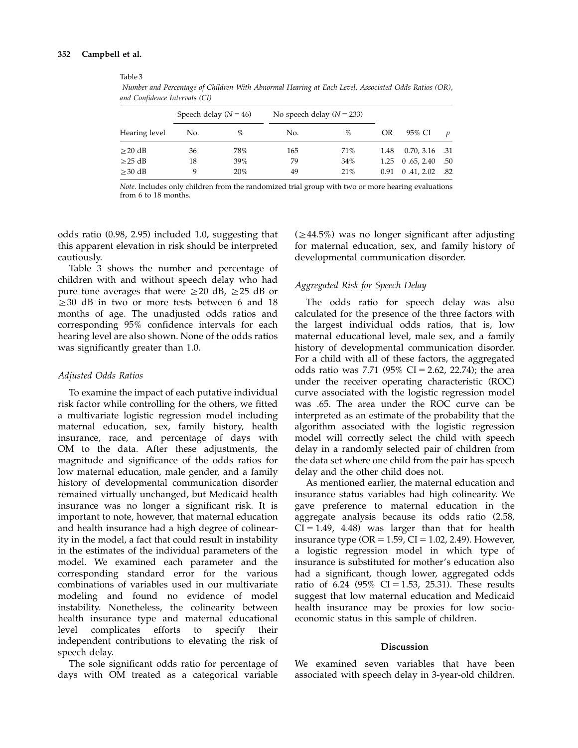Table 3

*Number and Percentage of Children With Abnormal Hearing at Each Level, Associated Odds Ratios (OR), and Confidence Intervals (CI)*

| Hearing level | Speech delay ($N = 46$) | | No speech delay ($N = 233$) | | | | |
|---|---|---|---|---|---|---|---|
| | No. | % | No. | % | OR | 95% CI | $p$ |
| ≥20 dB | 36 | 78% | 165 | 71% | 1.48 | 0.70, 3.16 | .31 |
| ≥25 dB | 18 | 39% | 79 | 34% | 1.25 | 0 .65, 2.40 | .50 |
| ≥30 dB | 9 | 20% | 49 | 21% | 0.91 | 0 .41, 2.02 | .82 |

*Note.* Includes only children from the randomized trial group with two or more hearing evaluations from 6 to 18 months.

odds ratio (0.98, 2.95) included 1.0, suggesting that this apparent elevation in risk should be interpreted cautiously.

Table 3 shows the number and percentage of children with and without speech delay who had pure tone averages that were ≥20 dB, ≥25 dB or ≥30 dB in two or more tests between 6 and 18 months of age. The unadjusted odds ratios and corresponding 95% confidence intervals for each hearing level are also shown. None of the odds ratios was significantly greater than 1.0.

### *Adjusted Odds Ratios*

To examine the impact of each putative individual risk factor while controlling for the others, we fitted a multivariate logistic regression model including maternal education, sex, family history, health insurance, race, and percentage of days with OM to the data. After these adjustments, the magnitude and significance of the odds ratios for low maternal education, male gender, and a family history of developmental communication disorder remained virtually unchanged, but Medicaid health insurance was no longer a significant risk. It is important to note, however, that maternal education and health insurance had a high degree of colinearity in the model, a fact that could result in instability in the estimates of the individual parameters of the model. We examined each parameter and the corresponding standard error for the various combinations of variables used in our multivariate modeling and found no evidence of model instability. Nonetheless, the colinearity between health insurance type and maternal educational level complicates efforts to specify their independent contributions to elevating the risk of speech delay.

The sole significant odds ratio for percentage of days with OM treated as a categorical variable (≥44.5%) was no longer significant after adjusting for maternal education, sex, and family history of developmental communication disorder.

### *Aggregated Risk for Speech Delay*

The odds ratio for speech delay was also calculated for the presence of the three factors with the largest individual odds ratios, that is, low maternal educational level, male sex, and a family history of developmental communication disorder. For a child with all of these factors, the aggregated odds ratio was 7.71 (95% CI = 2.62, 22.74); the area under the receiver operating characteristic (ROC) curve associated with the logistic regression model was .65. The area under the ROC curve can be interpreted as an estimate of the probability that the algorithm associated with the logistic regression model will correctly select the child with speech delay in a randomly selected pair of children from the data set where one child from the pair has speech delay and the other child does not.

As mentioned earlier, the maternal education and insurance status variables had high colinearity. We gave preference to maternal education in the aggregate analysis because its odds ratio (2.58, CI = 1.49, 4.48) was larger than that for health insurance type (OR = 1.59, CI = 1.02, 2.49). However, a logistic regression model in which type of insurance is substituted for mother's education also had a significant, though lower, aggregated odds ratio of 6.24 (95% CI = 1.53, 25.31). These results suggest that low maternal education and Medicaid health insurance may be proxies for low socioeconomic status in this sample of children.

## Discussion

We examined seven variables that have been associated with speech delay in 3-year-old children.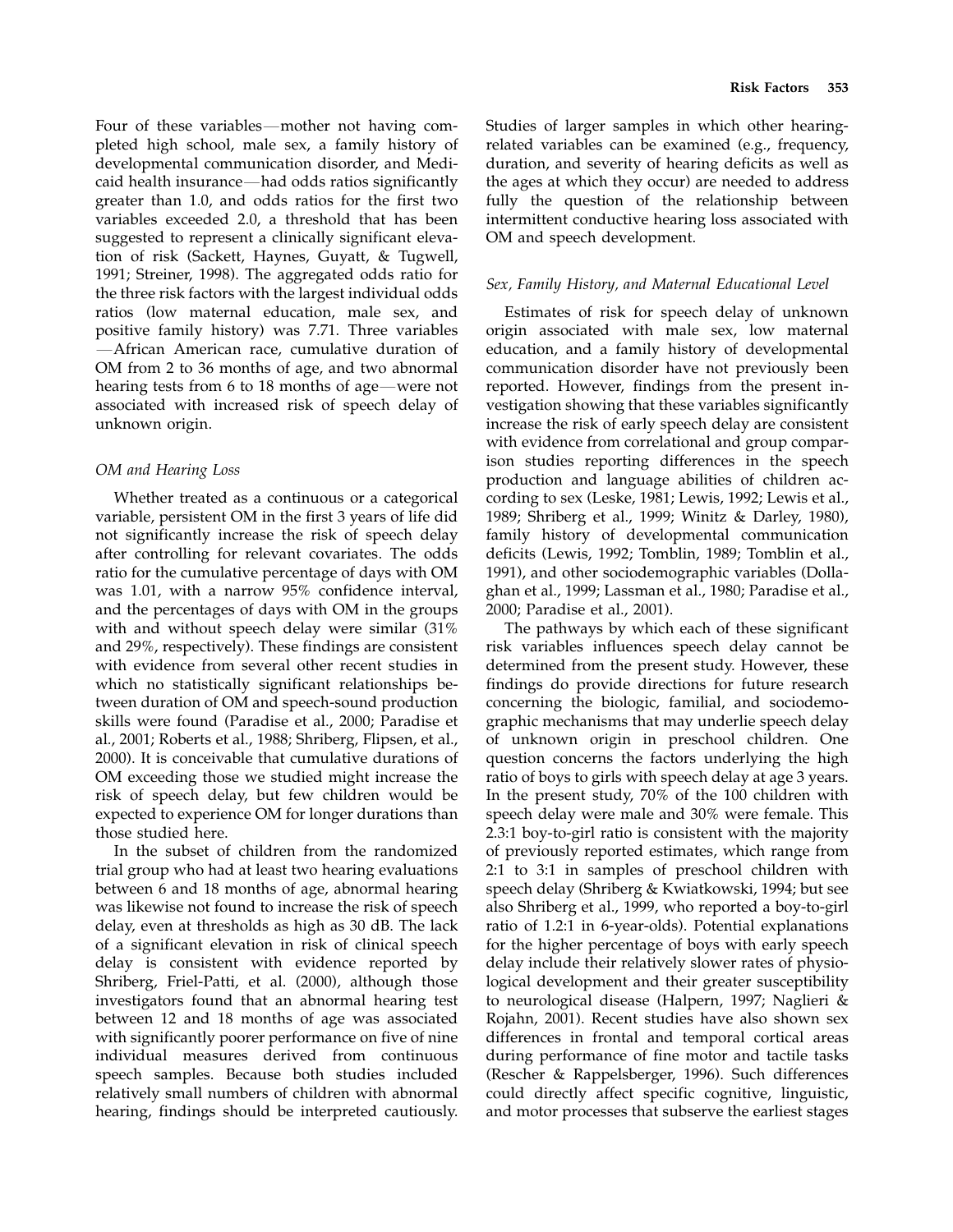Four of these variables—mother not having completed high school, male sex, a family history of developmental communication disorder, and Medicaid health insurance—had odds ratios significantly greater than 1.0, and odds ratios for the first two variables exceeded 2.0, a threshold that has been suggested to represent a clinically significant elevation of risk (Sackett, Haynes, Guyatt, & Tugwell, 1991; Streiner, 1998). The aggregated odds ratio for the three risk factors with the largest individual odds ratios (low maternal education, male sex, and positive family history) was 7.71. Three variables—African American race, cumulative duration of OM from 2 to 36 months of age, and two abnormal hearing tests from 6 to 18 months of age—were not associated with increased risk of speech delay of unknown origin.

### *OM and Hearing Loss*

Whether treated as a continuous or a categorical variable, persistent OM in the first 3 years of life did not significantly increase the risk of speech delay after controlling for relevant covariates. The odds ratio for the cumulative percentage of days with OM was 1.01, with a narrow 95% confidence interval, and the percentages of days with OM in the groups with and without speech delay were similar (31% and 29%, respectively). These findings are consistent with evidence from several other recent studies in which no statistically significant relationships between duration of OM and speech-sound production skills were found (Paradise et al., 2000; Paradise et al., 2001; Roberts et al., 1988; Shriberg, Flipsen, et al., 2000). It is conceivable that cumulative durations of OM exceeding those we studied might increase the risk of speech delay, but few children would be expected to experience OM for longer durations than those studied here.

In the subset of children from the randomized trial group who had at least two hearing evaluations between 6 and 18 months of age, abnormal hearing was likewise not found to increase the risk of speech delay, even at thresholds as high as 30 dB. The lack of a significant elevation in risk of clinical speech delay is consistent with evidence reported by Shriberg, Friel-Patti, et al. (2000), although those investigators found that an abnormal hearing test between 12 and 18 months of age was associated with significantly poorer performance on five of nine individual measures derived from continuous speech samples. Because both studies included relatively small numbers of children with abnormal hearing, findings should be interpreted cautiously. Studies of larger samples in which other hearing-related variables can be examined (e.g., frequency, duration, and severity of hearing deficits as well as the ages at which they occur) are needed to address fully the question of the relationship between intermittent conductive hearing loss associated with OM and speech development.

### *Sex, Family History, and Maternal Educational Level*

Estimates of risk for speech delay of unknown origin associated with male sex, low maternal education, and a family history of developmental communication disorder have not previously been reported. However, findings from the present investigation showing that these variables significantly increase the risk of early speech delay are consistent with evidence from correlational and group comparison studies reporting differences in the speech production and language abilities of children according to sex (Leske, 1981; Lewis, 1992; Lewis et al., 1989; Shriberg et al., 1999; Winitz & Darley, 1980), family history of developmental communication deficits (Lewis, 1992; Tomblin, 1989; Tomblin et al., 1991), and other sociodemographic variables (Dollaghan et al., 1999; Lassman et al., 1980; Paradise et al., 2000; Paradise et al., 2001).

The pathways by which each of these significant risk variables influences speech delay cannot be determined from the present study. However, these findings do provide directions for future research concerning the biologic, familial, and sociodemographic mechanisms that may underlie speech delay of unknown origin in preschool children. One question concerns the factors underlying the high ratio of boys to girls with speech delay at age 3 years. In the present study, 70% of the 100 children with speech delay were male and 30% were female. This 2.3:1 boy-to-girl ratio is consistent with the majority of previously reported estimates, which range from 2:1 to 3:1 in samples of preschool children with speech delay (Shriberg & Kwiatkowski, 1994; but see also Shriberg et al., 1999, who reported a boy-to-girl ratio of 1.2:1 in 6-year-olds). Potential explanations for the higher percentage of boys with early speech delay include their relatively slower rates of physiological development and their greater susceptibility to neurological disease (Halpern, 1997; Naglieri & Rojahn, 2001). Recent studies have also shown sex differences in frontal and temporal cortical areas during performance of fine motor and tactile tasks (Rescher & Rappelsberger, 1996). Such differences could directly affect specific cognitive, linguistic, and motor processes that subserve the earliest stages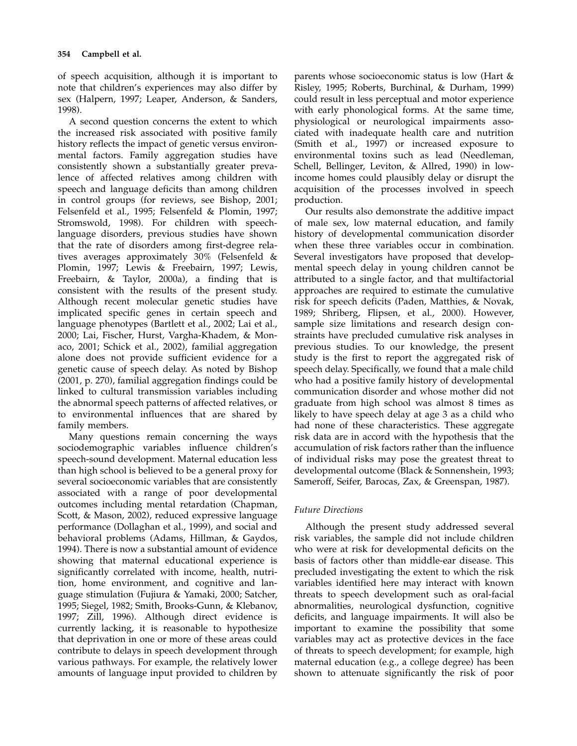of speech acquisition, although it is important to note that children's experiences may also differ by sex (Halpern, 1997; Leaper, Anderson, & Sanders, 1998).

A second question concerns the extent to which the increased risk associated with positive family history reflects the impact of genetic versus environmental factors. Family aggregation studies have consistently shown a substantially greater prevalence of affected relatives among children with speech and language deficits than among children in control groups (for reviews, see Bishop, 2001; Felsenfeld et al., 1995; Felsenfeld & Plomin, 1997; Stromswold, 1998). For children with speech-language disorders, previous studies have shown that the rate of disorders among first-degree relatives averages approximately 30% (Felsenfeld & Plomin, 1997; Lewis & Freebairn, 1997; Lewis, Freebairn, & Taylor, 2000a), a finding that is consistent with the results of the present study. Although recent molecular genetic studies have implicated specific genes in certain speech and language phenotypes (Bartlett et al., 2002; Lai et al., 2000; Lai, Fischer, Hurst, Vargha-Khadem, & Monaco, 2001; Schick et al., 2002), familial aggregation alone does not provide sufficient evidence for a genetic cause of speech delay. As noted by Bishop (2001, p. 270), familial aggregation findings could be linked to cultural transmission variables including the abnormal speech patterns of affected relatives, or to environmental influences that are shared by family members.

Many questions remain concerning the ways sociodemographic variables influence children's speech-sound development. Maternal education less than high school is believed to be a general proxy for several socioeconomic variables that are consistently associated with a range of poor developmental outcomes including mental retardation (Chapman, Scott, & Mason, 2002), reduced expressive language performance (Dollaghan et al., 1999), and social and behavioral problems (Adams, Hillman, & Gaydos, 1994). There is now a substantial amount of evidence showing that maternal educational experience is significantly correlated with income, health, nutrition, home environment, and cognitive and language stimulation (Fujiura & Yamaki, 2000; Satcher, 1995; Siegel, 1982; Smith, Brooks-Gunn, & Klebanov, 1997; Zill, 1996). Although direct evidence is currently lacking, it is reasonable to hypothesize that deprivation in one or more of these areas could contribute to delays in speech development through various pathways. For example, the relatively lower amounts of language input provided to children by parents whose socioeconomic status is low (Hart & Risley, 1995; Roberts, Burchinal, & Durham, 1999) could result in less perceptual and motor experience with early phonological forms. At the same time, physiological or neurological impairments associated with inadequate health care and nutrition (Smith et al., 1997) or increased exposure to environmental toxins such as lead (Needleman, Schell, Bellinger, Leviton, & Allred, 1990) in low-income homes could plausibly delay or disrupt the acquisition of the processes involved in speech production.

Our results also demonstrate the additive impact of male sex, low maternal education, and family history of developmental communication disorder when these three variables occur in combination. Several investigators have proposed that developmental speech delay in young children cannot be attributed to a single factor, and that multifactorial approaches are required to estimate the cumulative risk for speech deficits (Paden, Matthies, & Novak, 1989; Shriberg, Flipsen, et al., 2000). However, sample size limitations and research design constraints have precluded cumulative risk analyses in previous studies. To our knowledge, the present study is the first to report the aggregated risk of speech delay. Specifically, we found that a male child who had a positive family history of developmental communication disorder and whose mother did not graduate from high school was almost 8 times as likely to have speech delay at age 3 as a child who had none of these characteristics. These aggregate risk data are in accord with the hypothesis that the accumulation of risk factors rather than the influence of individual risks may pose the greatest threat to developmental outcome (Black & Sonnenshein, 1993; Sameroff, Seifer, Barocas, Zax, & Greenspan, 1987).

### *Future Directions*

Although the present study addressed several risk variables, the sample did not include children who were at risk for developmental deficits on the basis of factors other than middle-ear disease. This precluded investigating the extent to which the risk variables identified here may interact with known threats to speech development such as oral-facial abnormalities, neurological dysfunction, cognitive deficits, and language impairments. It will also be important to examine the possibility that some variables may act as protective devices in the face of threats to speech development; for example, high maternal education (e.g., a college degree) has been shown to attenuate significantly the risk of poor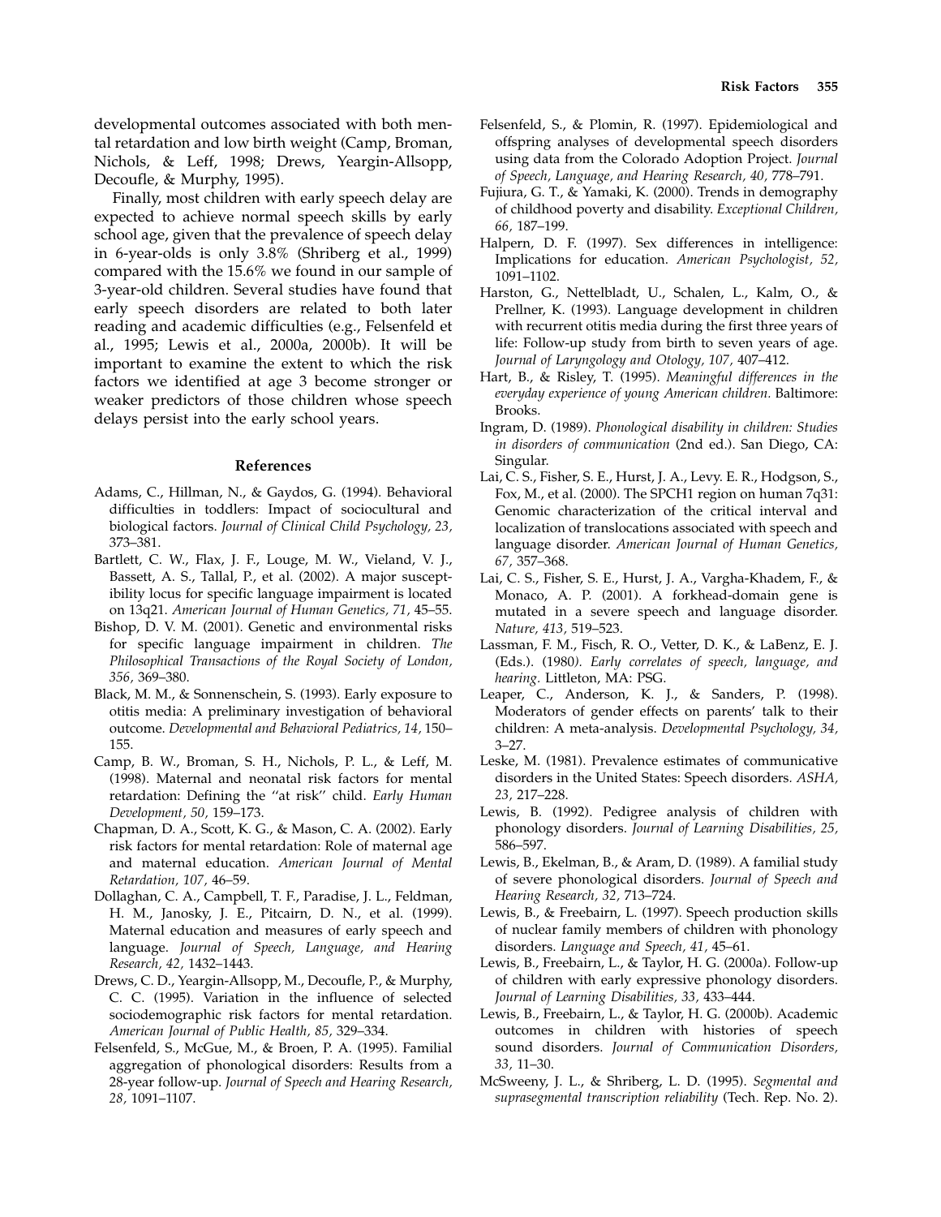developmental outcomes associated with both mental retardation and low birth weight (Camp, Broman, Nichols, & Leff, 1998; Drews, Yeargin-Allsopp, Decoufle, & Murphy, 1995).

Finally, most children with early speech delay are expected to achieve normal speech skills by early school age, given that the prevalence of speech delay in 6-year-olds is only 3.8% (Shriberg et al., 1999) compared with the 15.6% we found in our sample of 3-year-old children. Several studies have found that early speech disorders are related to both later reading and academic difficulties (e.g., Felsenfeld et al., 1995; Lewis et al., 2000a, 2000b). It will be important to examine the extent to which the risk factors we identified at age 3 become stronger or weaker predictors of those children whose speech delays persist into the early school years.

## References

Adams, C., Hillman, N., & Gaydos, G. (1994). Behavioral difficulties in toddlers: Impact of sociocultural and biological factors. *Journal of Clinical Child Psychology, 23,* 373–381.

Bartlett, C. W., Flax, J. F., Louge, M. W., Vieland, V. J., Bassett, A. S., Tallal, P., et al. (2002). A major susceptibility locus for specific language impairment is located on 13q21. *American Journal of Human Genetics, 71,* 45–55.

Bishop, D. V. M. (2001). Genetic and environmental risks for specific language impairment in children. *The Philosophical Transactions of the Royal Society of London, 356,* 369–380.

Black, M. M., & Sonnenschein, S. (1993). Early exposure to otitis media: A preliminary investigation of behavioral outcome. *Developmental and Behavioral Pediatrics, 14,* 150–155.

Camp, B. W., Broman, S. H., Nichols, P. L., & Leff, M. (1998). Maternal and neonatal risk factors for mental retardation: Defining the "at risk" child. *Early Human Development, 50,* 159–173.

Chapman, D. A., Scott, K. G., & Mason, C. A. (2002). Early risk factors for mental retardation: Role of maternal age and maternal education. *American Journal of Mental Retardation, 107,* 46–59.

Dollaghan, C. A., Campbell, T. F., Paradise, J. L., Feldman, H. M., Janosky, J. E., Pitcairn, D. N., et al. (1999). Maternal education and measures of early speech and language. *Journal of Speech, Language, and Hearing Research, 42,* 1432–1443.

Drews, C. D., Yeargin-Allsopp, M., Decoufle, P., & Murphy, C. C. (1995). Variation in the influence of selected sociodemographic risk factors for mental retardation. *American Journal of Public Health, 85,* 329–334.

Felsenfeld, S., McGue, M., & Broen, P. A. (1995). Familial aggregation of phonological disorders: Results from a 28-year follow-up. *Journal of Speech and Hearing Research, 28,* 1091–1107.

Felsenfeld, S., & Plomin, R. (1997). Epidemiological and offspring analyses of developmental speech disorders using data from the Colorado Adoption Project. *Journal of Speech, Language, and Hearing Research, 40,* 778–791.

Fujiura, G. T., & Yamaki, K. (2000). Trends in demography of childhood poverty and disability. *Exceptional Children, 66,* 187–199.

Halpern, D. F. (1997). Sex differences in intelligence: Implications for education. *American Psychologist, 52,* 1091–1102.

Harston, G., Nettelbladt, U., Schalen, L., Kalm, O., & Prellner, K. (1993). Language development in children with recurrent otitis media during the first three years of life: Follow-up study from birth to seven years of age. *Journal of Laryngology and Otology, 107,* 407–412.

Hart, B., & Risley, T. (1995). *Meaningful differences in the everyday experience of young American children.* Baltimore: Brooks.

Ingram, D. (1989). *Phonological disability in children: Studies in disorders of communication* (2nd ed.). San Diego, CA: Singular.

Lai, C. S., Fisher, S. E., Hurst, J. A., Levy. E. R., Hodgson, S., Fox, M., et al. (2000). The SPCH1 region on human 7q31: Genomic characterization of the critical interval and localization of translocations associated with speech and language disorder. *American Journal of Human Genetics, 67,* 357–368.

Lai, C. S., Fisher, S. E., Hurst, J. A., Vargha-Khadem, F., & Monaco, A. P. (2001). A forkhead-domain gene is mutated in a severe speech and language disorder. *Nature, 413,* 519–523.

Lassman, F. M., Fisch, R. O., Vetter, D. K., & LaBenz, E. J. (Eds.). (1980*). Early correlates of speech, language, and hearing*. Littleton, MA: PSG.

Leaper, C., Anderson, K. J., & Sanders, P. (1998). Moderators of gender effects on parents' talk to their children: A meta-analysis. *Developmental Psychology, 34,* 3–27.

Leske, M. (1981). Prevalence estimates of communicative disorders in the United States: Speech disorders. *ASHA, 23,* 217–228.

Lewis, B. (1992). Pedigree analysis of children with phonology disorders. *Journal of Learning Disabilities, 25,* 586–597.

Lewis, B., Ekelman, B., & Aram, D. (1989). A familial study of severe phonological disorders. *Journal of Speech and Hearing Research, 32,* 713–724.

Lewis, B., & Freebairn, L. (1997). Speech production skills of nuclear family members of children with phonology disorders. *Language and Speech, 41,* 45–61.

Lewis, B., Freebairn, L., & Taylor, H. G. (2000a). Follow-up of children with early expressive phonology disorders. *Journal of Learning Disabilities, 33,* 433–444.

Lewis, B., Freebairn, L., & Taylor, H. G. (2000b). Academic outcomes in children with histories of speech sound disorders. *Journal of Communication Disorders, 33,* 11–30.

McSweeny, J. L., & Shriberg, L. D. (1995). *Segmental and suprasegmental transcription reliability* (Tech. Rep. No. 2).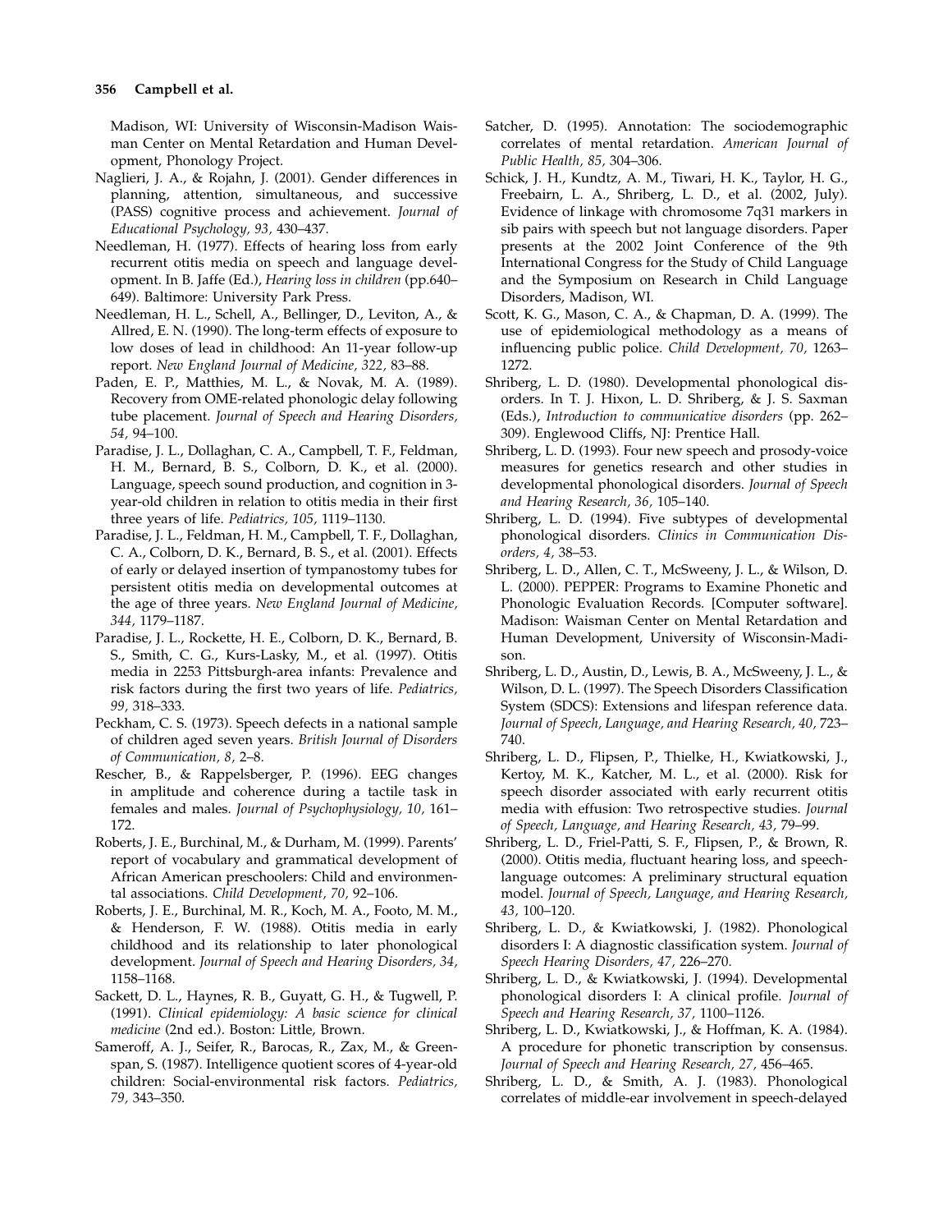Madison, WI: University of Wisconsin-Madison Waisman Center on Mental Retardation and Human Development, Phonology Project.

Naglieri, J. A., & Rojahn, J. (2001). Gender differences in planning, attention, simultaneous, and successive (PASS) cognitive process and achievement. *Journal of Educational Psychology, 93,* 430–437.

Needleman, H. (1977). Effects of hearing loss from early recurrent otitis media on speech and language development. In B. Jaffe (Ed.), *Hearing loss in children* (pp.640–649). Baltimore: University Park Press.

Needleman, H. L., Schell, A., Bellinger, D., Leviton, A., & Allred, E. N. (1990). The long-term effects of exposure to low doses of lead in childhood: An 11-year follow-up report. *New England Journal of Medicine, 322,* 83–88.

Paden, E. P., Matthies, M. L., & Novak, M. A. (1989). Recovery from OME-related phonologic delay following tube placement. *Journal of Speech and Hearing Disorders, 54,* 94–100.

Paradise, J. L., Dollaghan, C. A., Campbell, T. F., Feldman, H. M., Bernard, B. S., Colborn, D. K., et al. (2000). Language, speech sound production, and cognition in 3-year-old children in relation to otitis media in their first three years of life. *Pediatrics, 105,* 1119–1130.

Paradise, J. L., Feldman, H. M., Campbell, T. F., Dollaghan, C. A., Colborn, D. K., Bernard, B. S., et al. (2001). Effects of early or delayed insertion of tympanostomy tubes for persistent otitis media on developmental outcomes at the age of three years. *New England Journal of Medicine, 344,* 1179–1187.

Paradise, J. L., Rockette, H. E., Colborn, D. K., Bernard, B. S., Smith, C. G., Kurs-Lasky, M., et al. (1997). Otitis media in 2253 Pittsburgh-area infants: Prevalence and risk factors during the first two years of life. *Pediatrics, 99,* 318–333.

Peckham, C. S. (1973). Speech defects in a national sample of children aged seven years. *British Journal of Disorders of Communication, 8,* 2–8.

Rescher, B., & Rappelsberger, P. (1996). EEG changes in amplitude and coherence during a tactile task in females and males. *Journal of Psychophysiology, 10,* 161–172.

Roberts, J. E., Burchinal, M., & Durham, M. (1999). Parents' report of vocabulary and grammatical development of African American preschoolers: Child and environmental associations. *Child Development, 70,* 92–106.

Roberts, J. E., Burchinal, M. R., Koch, M. A., Footo, M. M., & Henderson, F. W. (1988). Otitis media in early childhood and its relationship to later phonological development. *Journal of Speech and Hearing Disorders, 34,* 1158–1168.

Sackett, D. L., Haynes, R. B., Guyatt, G. H., & Tugwell, P. (1991). *Clinical epidemiology: A basic science for clinical medicine* (2nd ed.). Boston: Little, Brown.

Sameroff, A. J., Seifer, R., Barocas, R., Zax, M., & Greenspan, S. (1987). Intelligence quotient scores of 4-year-old children: Social-environmental risk factors. *Pediatrics, 79,* 343–350.

Satcher, D. (1995). Annotation: The sociodemographic correlates of mental retardation. *American Journal of Public Health, 85,* 304–306.

Schick, J. H., Kundtz, A. M., Tiwari, H. K., Taylor, H. G., Freebairn, L. A., Shriberg, L. D., et al. (2002, July). Evidence of linkage with chromosome 7q31 markers in sib pairs with speech but not language disorders. Paper presents at the 2002 Joint Conference of the 9th International Congress for the Study of Child Language and the Symposium on Research in Child Language Disorders, Madison, WI.

Scott, K. G., Mason, C. A., & Chapman, D. A. (1999). The use of epidemiological methodology as a means of influencing public police. *Child Development, 70,* 1263–1272.

Shriberg, L. D. (1980). Developmental phonological disorders. In T. J. Hixon, L. D. Shriberg, & J. S. Saxman (Eds.), *Introduction to communicative disorders* (pp. 262–309). Englewood Cliffs, NJ: Prentice Hall.

Shriberg, L. D. (1993). Four new speech and prosody-voice measures for genetics research and other studies in developmental phonological disorders. *Journal of Speech and Hearing Research, 36,* 105–140.

Shriberg, L. D. (1994). Five subtypes of developmental phonological disorders. *Clinics in Communication Disorders, 4,* 38–53.

Shriberg, L. D., Allen, C. T., McSweeny, J. L., & Wilson, D. L. (2000). PEPPER: Programs to Examine Phonetic and Phonologic Evaluation Records. [Computer software]. Madison: Waisman Center on Mental Retardation and Human Development, University of Wisconsin-Madison.

Shriberg, L. D., Austin, D., Lewis, B. A., McSweeny, J. L., & Wilson, D. L. (1997). The Speech Disorders Classification System (SDCS): Extensions and lifespan reference data. *Journal of Speech, Language, and Hearing Research, 40,* 723–740.

Shriberg, L. D., Flipsen, P., Thielke, H., Kwiatkowski, J., Kertoy, M. K., Katcher, M. L., et al. (2000). Risk for speech disorder associated with early recurrent otitis media with effusion: Two retrospective studies. *Journal of Speech, Language, and Hearing Research, 43,* 79–99.

Shriberg, L. D., Friel-Patti, S. F., Flipsen, P., & Brown, R. (2000). Otitis media, fluctuant hearing loss, and speech-language outcomes: A preliminary structural equation model. *Journal of Speech, Language, and Hearing Research, 43,* 100–120.

Shriberg, L. D., & Kwiatkowski, J. (1982). Phonological disorders I: A diagnostic classification system. *Journal of Speech Hearing Disorders, 47,* 226–270.

Shriberg, L. D., & Kwiatkowski, J. (1994). Developmental phonological disorders I: A clinical profile. *Journal of Speech and Hearing Research, 37,* 1100–1126.

Shriberg, L. D., Kwiatkowski, J., & Hoffman, K. A. (1984). A procedure for phonetic transcription by consensus. *Journal of Speech and Hearing Research, 27,* 456–465.

Shriberg, L. D., & Smith, A. J. (1983). Phonological correlates of middle-ear involvement in speech-delayed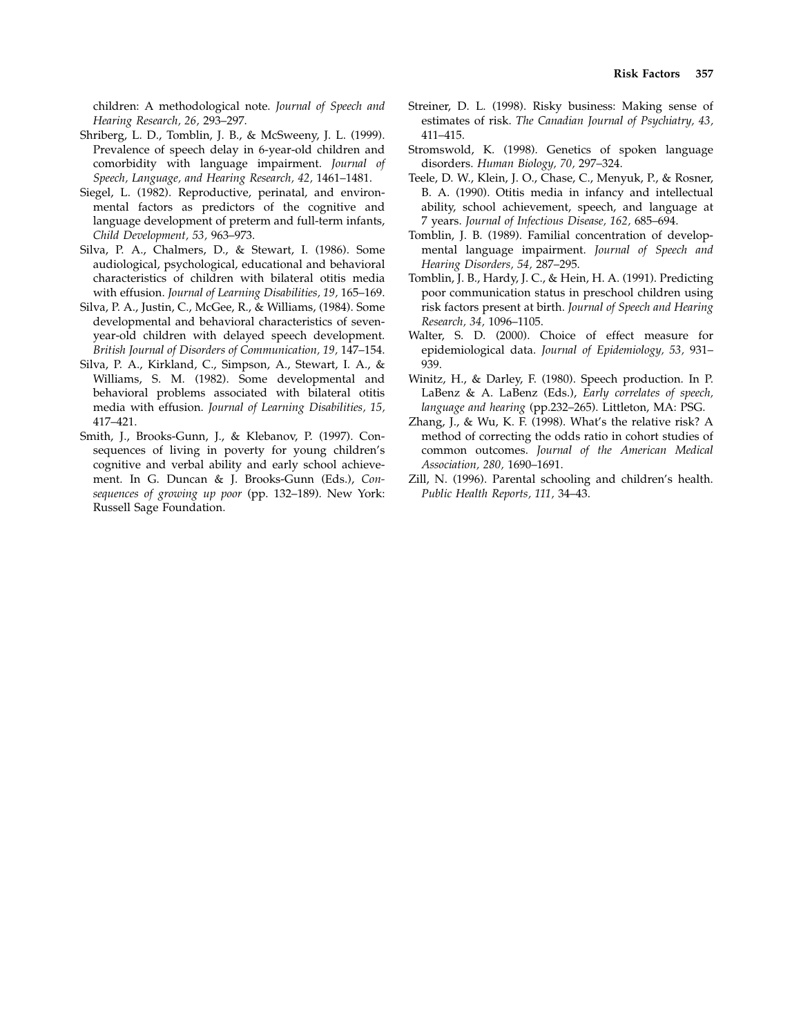children: A methodological note. *Journal of Speech and Hearing Research, 26,* 293–297.

Shriberg, L. D., Tomblin, J. B., & McSweeny, J. L. (1999). Prevalence of speech delay in 6-year-old children and comorbidity with language impairment. *Journal of Speech, Language, and Hearing Research, 42,* 1461–1481.

Siegel, L. (1982). Reproductive, perinatal, and environmental factors as predictors of the cognitive and language development of preterm and full-term infants, *Child Development, 53,* 963–973.

Silva, P. A., Chalmers, D., & Stewart, I. (1986). Some audiological, psychological, educational and behavioral characteristics of children with bilateral otitis media with effusion. *Journal of Learning Disabilities, 19,* 165–169.

Silva, P. A., Justin, C., McGee, R., & Williams, (1984). Some developmental and behavioral characteristics of seven-year-old children with delayed speech development. *British Journal of Disorders of Communication, 19,* 147–154.

Silva, P. A., Kirkland, C., Simpson, A., Stewart, I. A., & Williams, S. M. (1982). Some developmental and behavioral problems associated with bilateral otitis media with effusion. *Journal of Learning Disabilities, 15,* 417–421.

Smith, J., Brooks-Gunn, J., & Klebanov, P. (1997). Consequences of living in poverty for young children's cognitive and verbal ability and early school achievement. In G. Duncan & J. Brooks-Gunn (Eds.), *Consequences of growing up poor* (pp. 132–189). New York: Russell Sage Foundation.

Streiner, D. L. (1998). Risky business: Making sense of estimates of risk. *The Canadian Journal of Psychiatry, 43,* 411–415.

Stromswold, K. (1998). Genetics of spoken language disorders. *Human Biology, 70,* 297–324.

Teele, D. W., Klein, J. O., Chase, C., Menyuk, P., & Rosner, B. A. (1990). Otitis media in infancy and intellectual ability, school achievement, speech, and language at 7 years. *Journal of Infectious Disease, 162,* 685–694.

Tomblin, J. B. (1989). Familial concentration of developmental language impairment. *Journal of Speech and Hearing Disorders, 54,* 287–295.

Tomblin, J. B., Hardy, J. C., & Hein, H. A. (1991). Predicting poor communication status in preschool children using risk factors present at birth. *Journal of Speech and Hearing Research, 34,* 1096–1105.

Walter, S. D. (2000). Choice of effect measure for epidemiological data. *Journal of Epidemiology, 53,* 931–939.

Winitz, H., & Darley, F. (1980). Speech production. In P. LaBenz & A. LaBenz (Eds.), *Early correlates of speech, language and hearing* (pp.232–265). Littleton, MA: PSG.

Zhang, J., & Wu, K. F. (1998). What's the relative risk? A method of correcting the odds ratio in cohort studies of common outcomes. *Journal of the American Medical Association, 280,* 1690–1691.

Zill, N. (1996). Parental schooling and children's health. *Public Health Reports, 111,* 34–43.